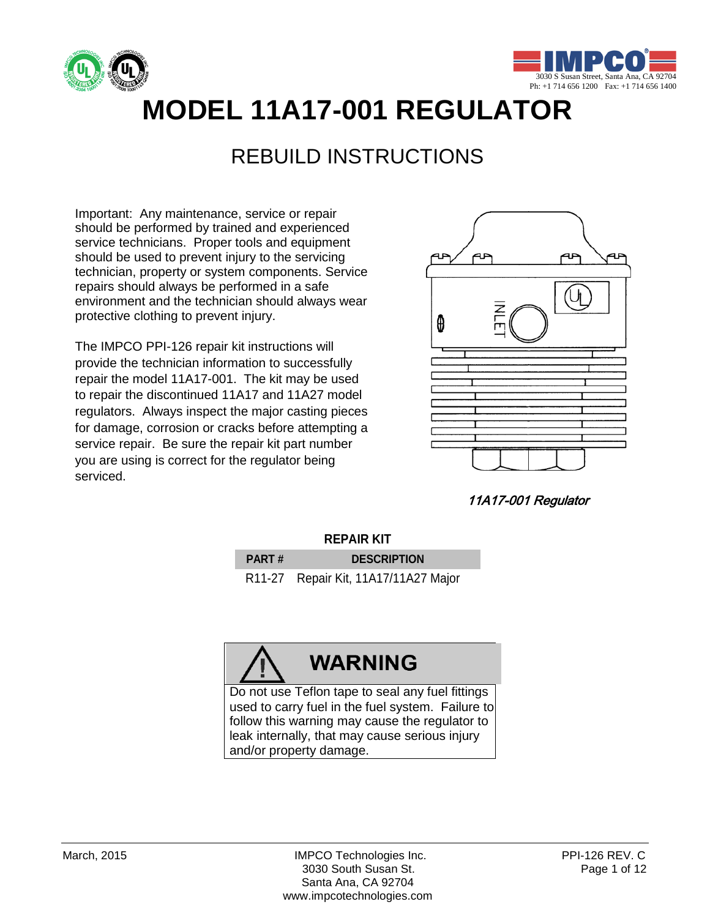3030 S Susan Street, Santa Ana, CA 92704
Ph: +1 714 656 1200 Fax: +1 714 656 1400

# MODEL 11A17-001 REGULATOR

## REBUILD INSTRUCTIONS

Important: Any maintenance, service or repair should be performed by trained and experienced service technicians. Proper tools and equipment should be used to prevent injury to the servicing technician, property or system components. Service repairs should always be performed in a safe environment and the technician should always wear protective clothing to prevent injury.

The IMPCO PPI-126 repair kit instructions will provide the technician information to successfully repair the model 11A17-001. The kit may be used to repair the discontinued 11A17 and 11A27 model regulators. Always inspect the major casting pieces for damage, corrosion or cracks before attempting a service repair. Be sure the repair kit part number you are using is correct for the regulator being serviced.

*11A17-001 Regulator*

**REPAIR KIT**

| PART # | DESCRIPTION |
|---|---|
| R11-27 | Repair Kit, 11A17/11A27 Major |

**WARNING**

Do not use Teflon tape to seal any fuel fittings used to carry fuel in the fuel system. Failure to follow this warning may cause the regulator to leak internally, that may cause serious injury and/or property damage.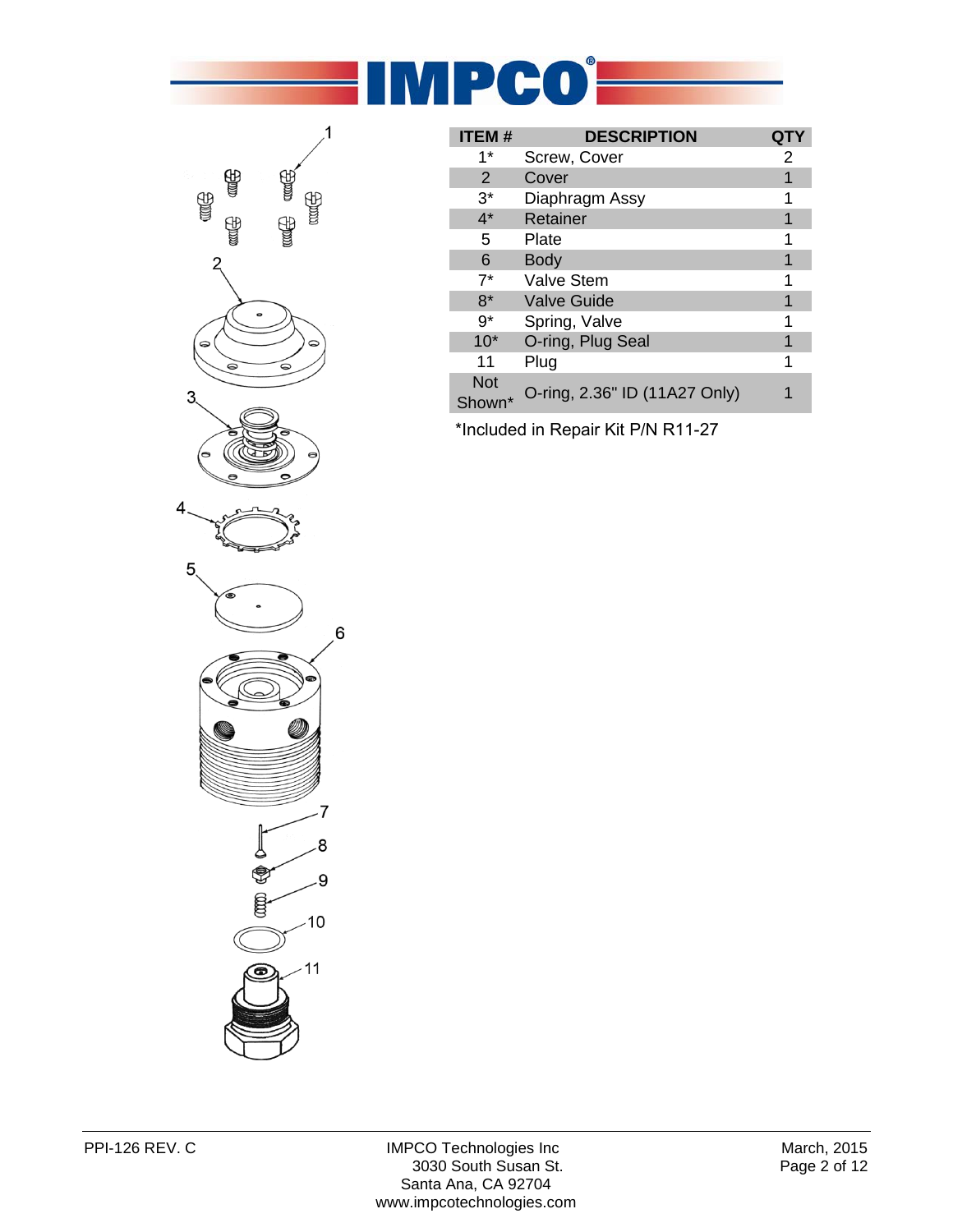| ITEM # | DESCRIPTION | QTY |
|---|---|---|
| 1* | Screw, Cover | 2 |
| 2 | Cover | 1 |
| 3* | Diaphragm Assy | 1 |
| 4* | Retainer | 1 |
| 5 | Plate | 1 |
| 6 | Body | 1 |
| 7* | Valve Stem | 1 |
| 8* | Valve Guide | 1 |
| 9* | Spring, Valve | 1 |
| 10* | O-ring, Plug Seal | 1 |
| 11 | Plug | 1 |
| Not Shown* | O-ring, 2.36" ID (11A27 Only) | 1 |

*Included in Repair Kit P/N R11-27

PPI-126 REV. C

IMPCO Technologies Inc
3030 South Susan St.
Santa Ana, CA 92704
www.impcotechnologies.com

March, 2015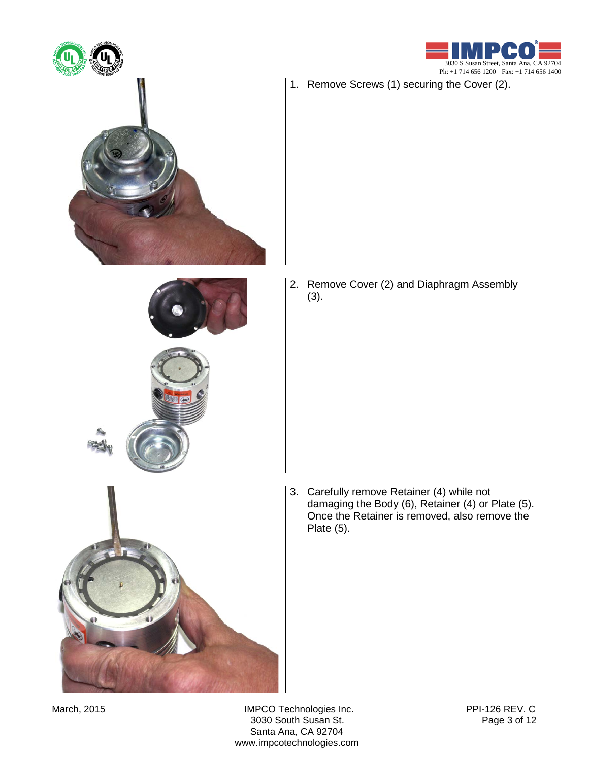1. Remove Screws (1) securing the Cover (2).

2. Remove Cover (2) and Diaphragm Assembly (3).

3. Carefully remove Retainer (4) while not damaging the Body (6), Retainer (4) or Plate (5). Once the Retainer is removed, also remove the Plate (5).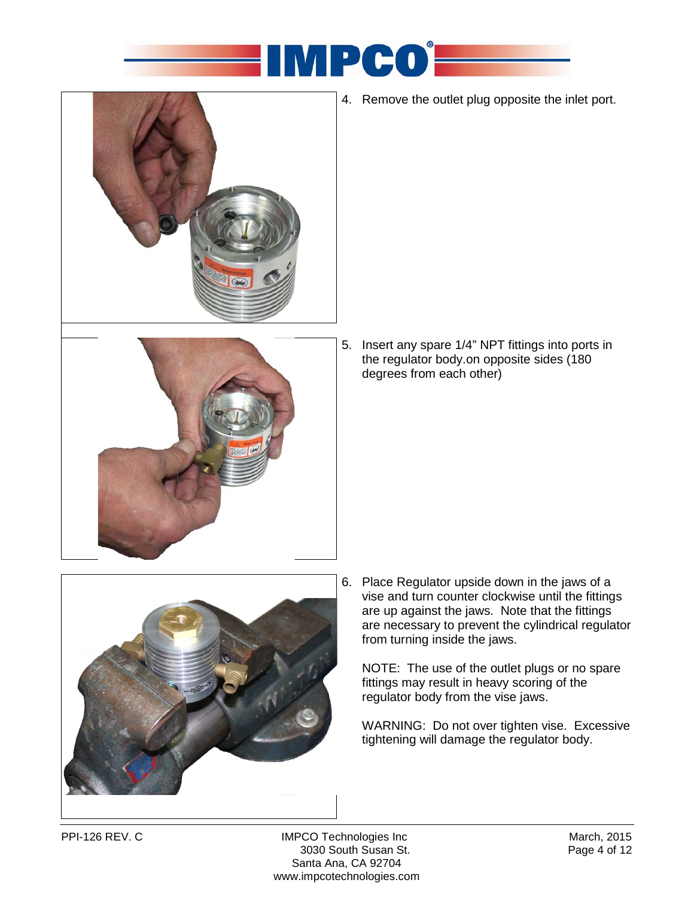4. Remove the outlet plug opposite the inlet port.

5. Insert any spare 1/4" NPT fittings into ports in the regulator body.on opposite sides (180 degrees from each other)

6. Place Regulator upside down in the jaws of a vise and turn counter clockwise until the fittings are up against the jaws. Note that the fittings are necessary to prevent the cylindrical regulator from turning inside the jaws.

   NOTE: The use of the outlet plugs or no spare fittings may result in heavy scoring of the regulator body from the vise jaws.

   WARNING: Do not over tighten vise. Excessive tightening will damage the regulator body.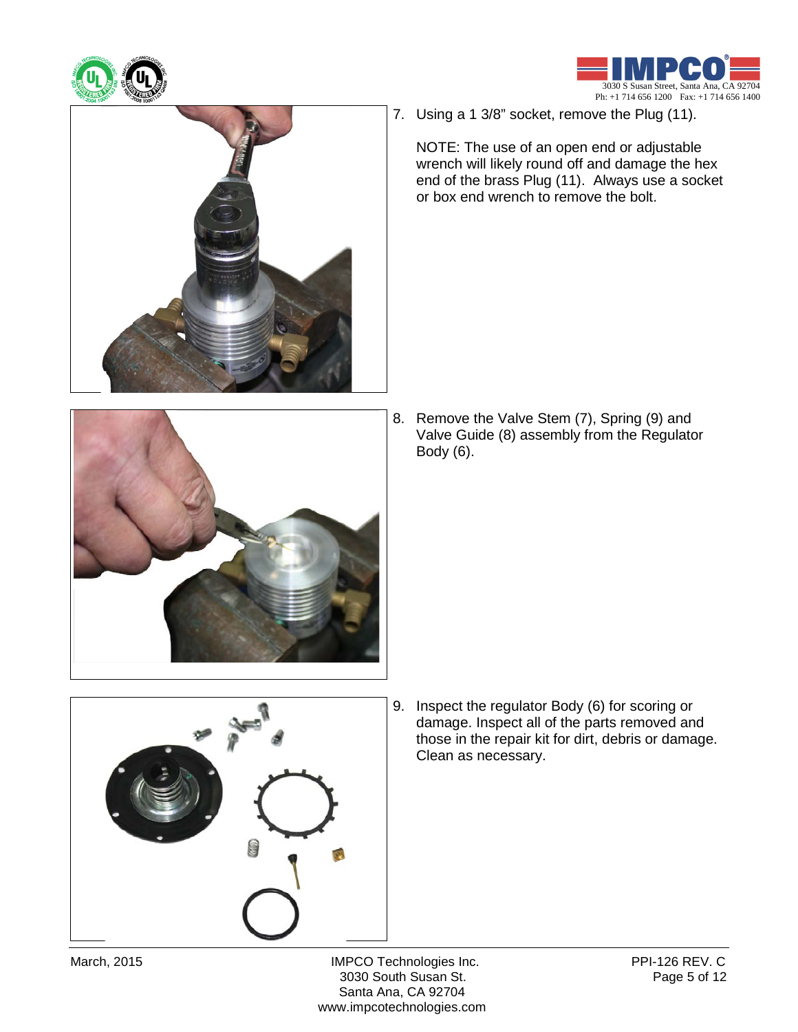7. Using a 1 3/8" socket, remove the Plug (11).

   NOTE: The use of an open end or adjustable wrench will likely round off and damage the hex end of the brass Plug (11). Always use a socket or box end wrench to remove the bolt.

8. Remove the Valve Stem (7), Spring (9) and Valve Guide (8) assembly from the Regulator Body (6).

9. Inspect the regulator Body (6) for scoring or damage. Inspect all of the parts removed and those in the repair kit for dirt, debris or damage. Clean as necessary.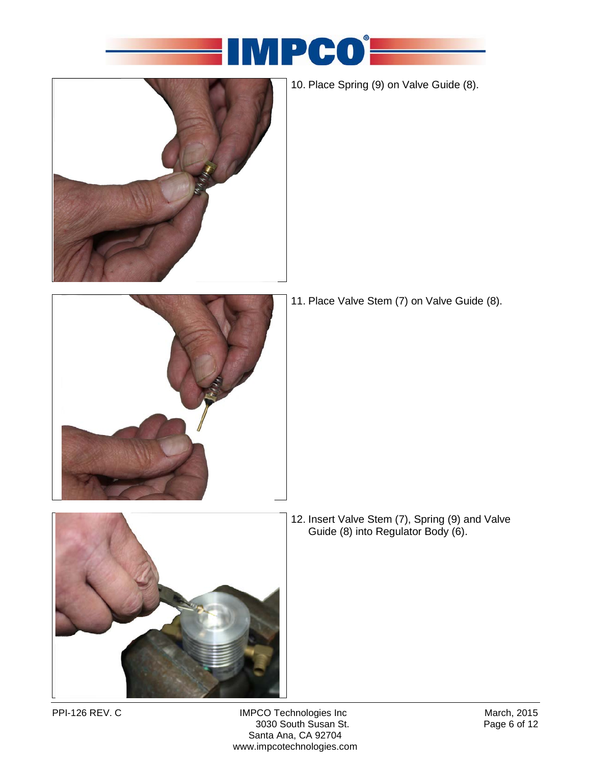10. Place Spring (9) on Valve Guide (8).

11. Place Valve Stem (7) on Valve Guide (8).

12. Insert Valve Stem (7), Spring (9) and Valve Guide (8) into Regulator Body (6).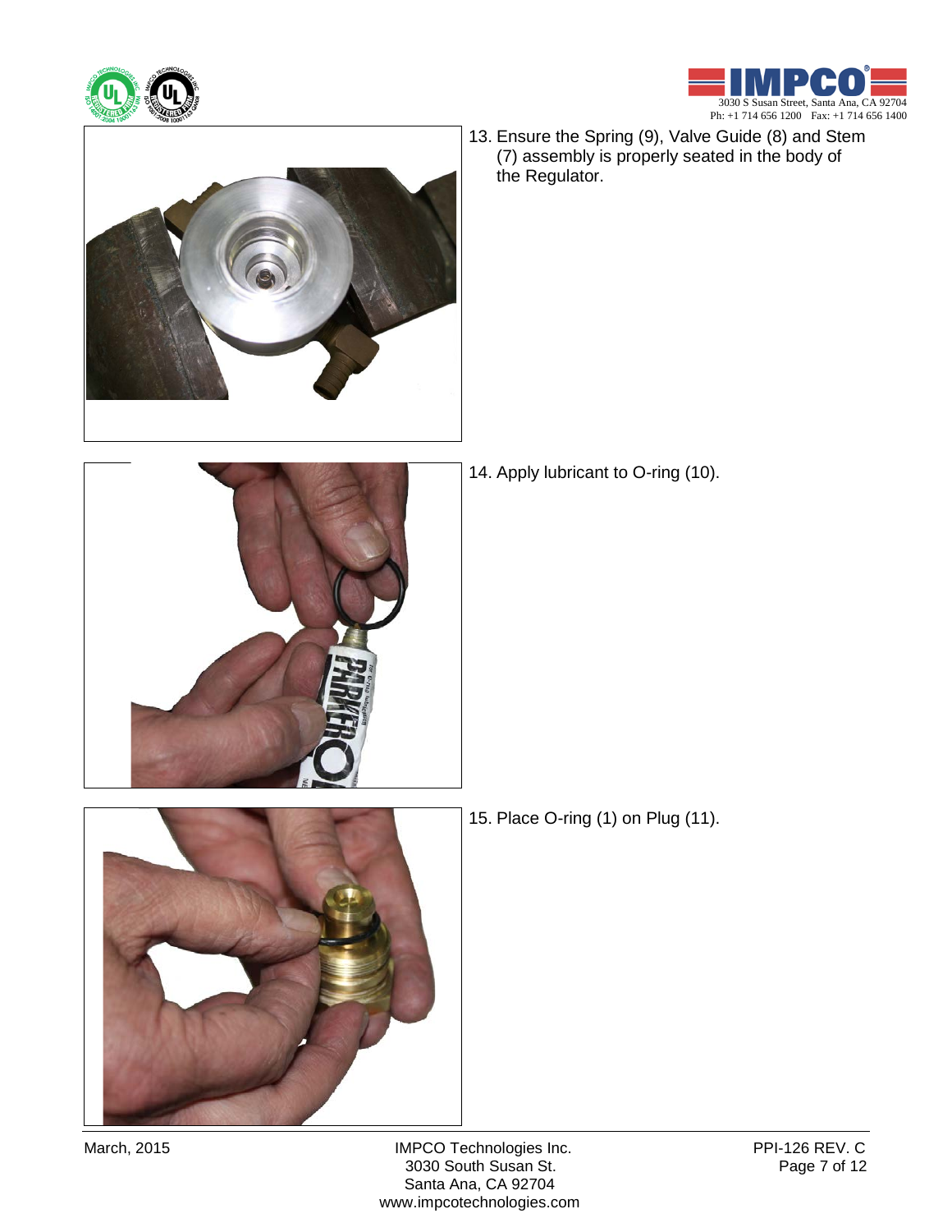13. Ensure the Spring (9), Valve Guide (8) and Stem (7) assembly is properly seated in the body of the Regulator.

14. Apply lubricant to O-ring (10).

15. Place O-ring (1) on Plug (11).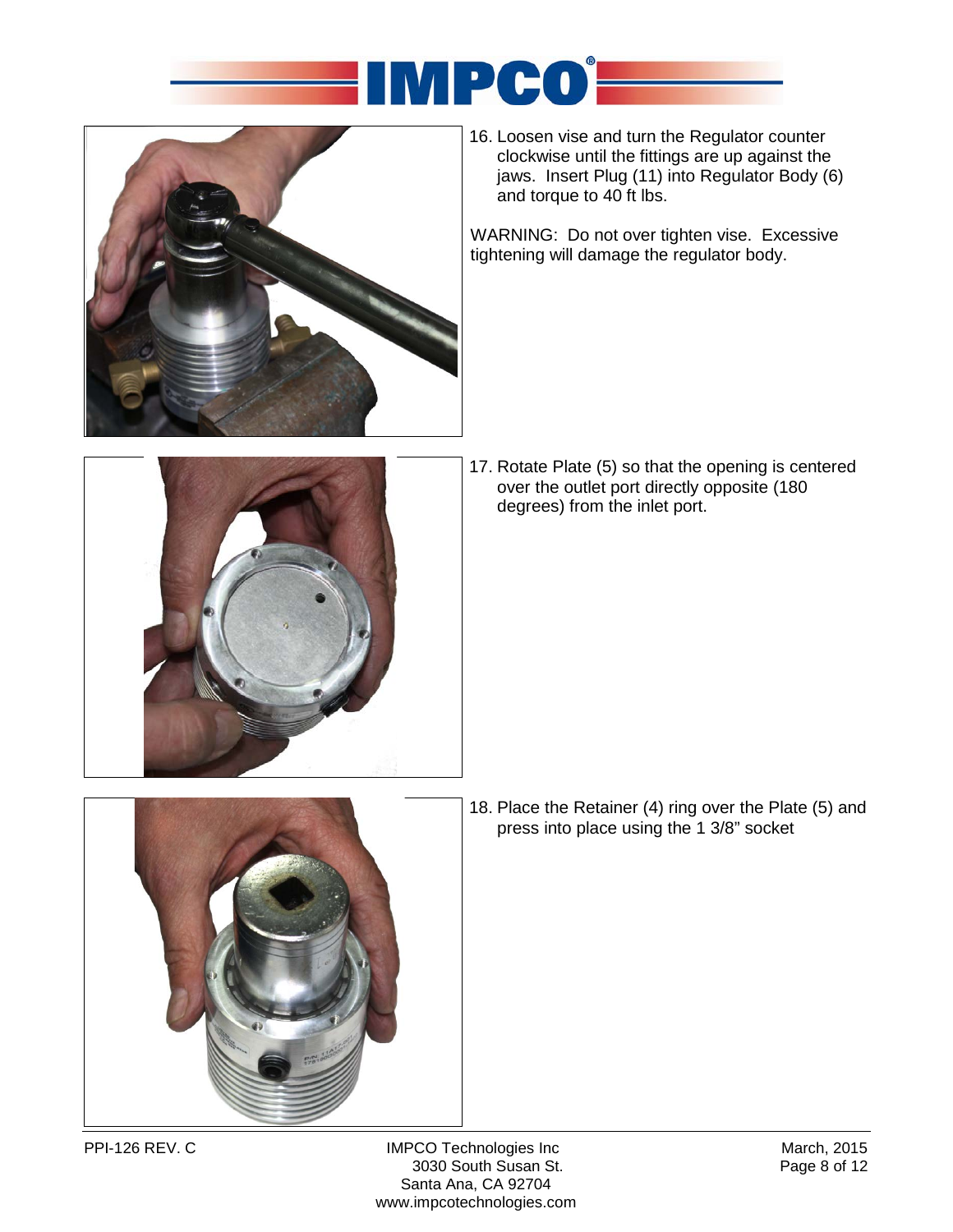16. Loosen vise and turn the Regulator counter clockwise until the fittings are up against the jaws. Insert Plug (11) into Regulator Body (6) and torque to 40 ft lbs.

WARNING: Do not over tighten vise. Excessive tightening will damage the regulator body.

17. Rotate Plate (5) so that the opening is centered over the outlet port directly opposite (180 degrees) from the inlet port.

18. Place the Retainer (4) ring over the Plate (5) and press into place using the 1 3/8” socket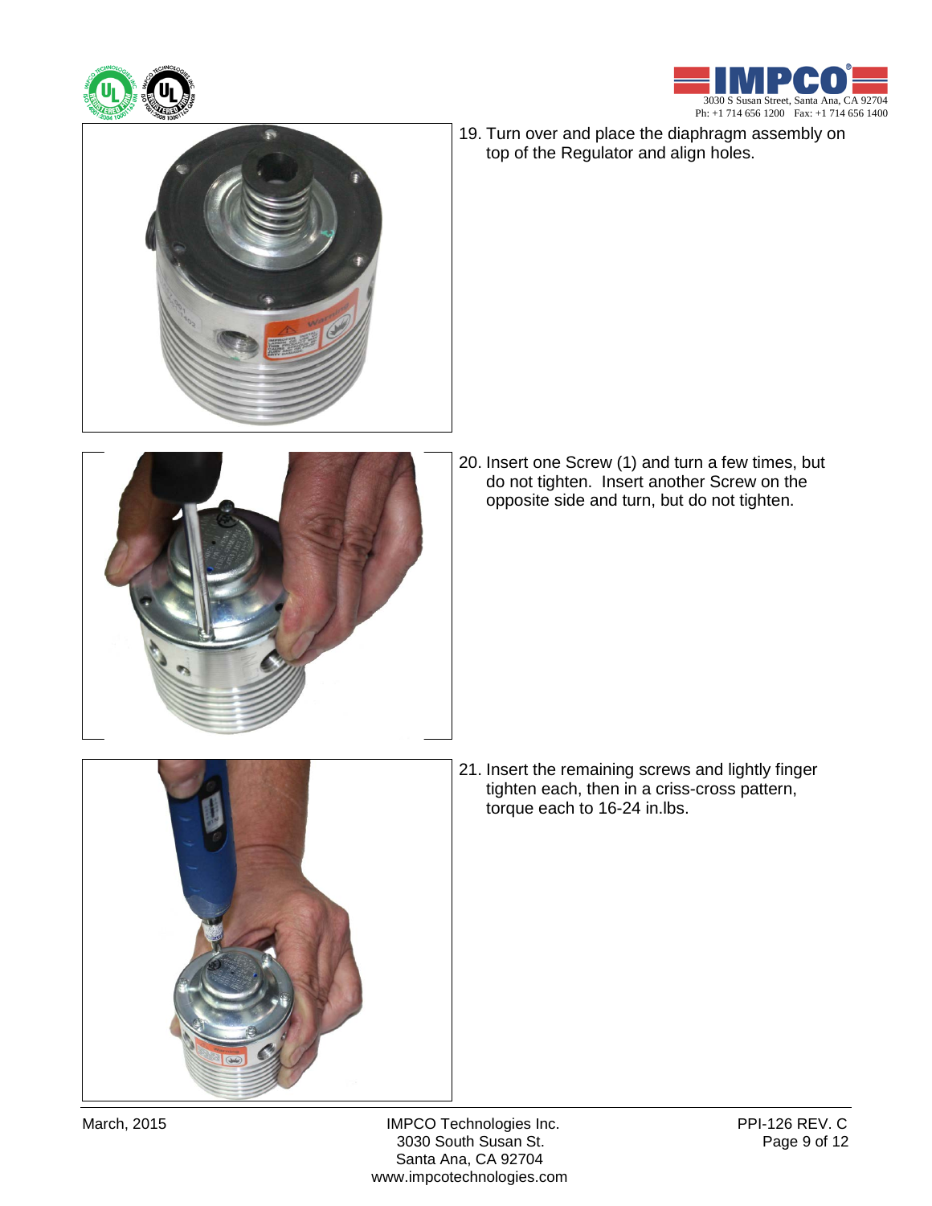19. Turn over and place the diaphragm assembly on top of the Regulator and align holes.

20. Insert one Screw (1) and turn a few times, but do not tighten. Insert another Screw on the opposite side and turn, but do not tighten.

21. Insert the remaining screws and lightly finger tighten each, then in a criss-cross pattern, torque each to 16-24 in.lbs.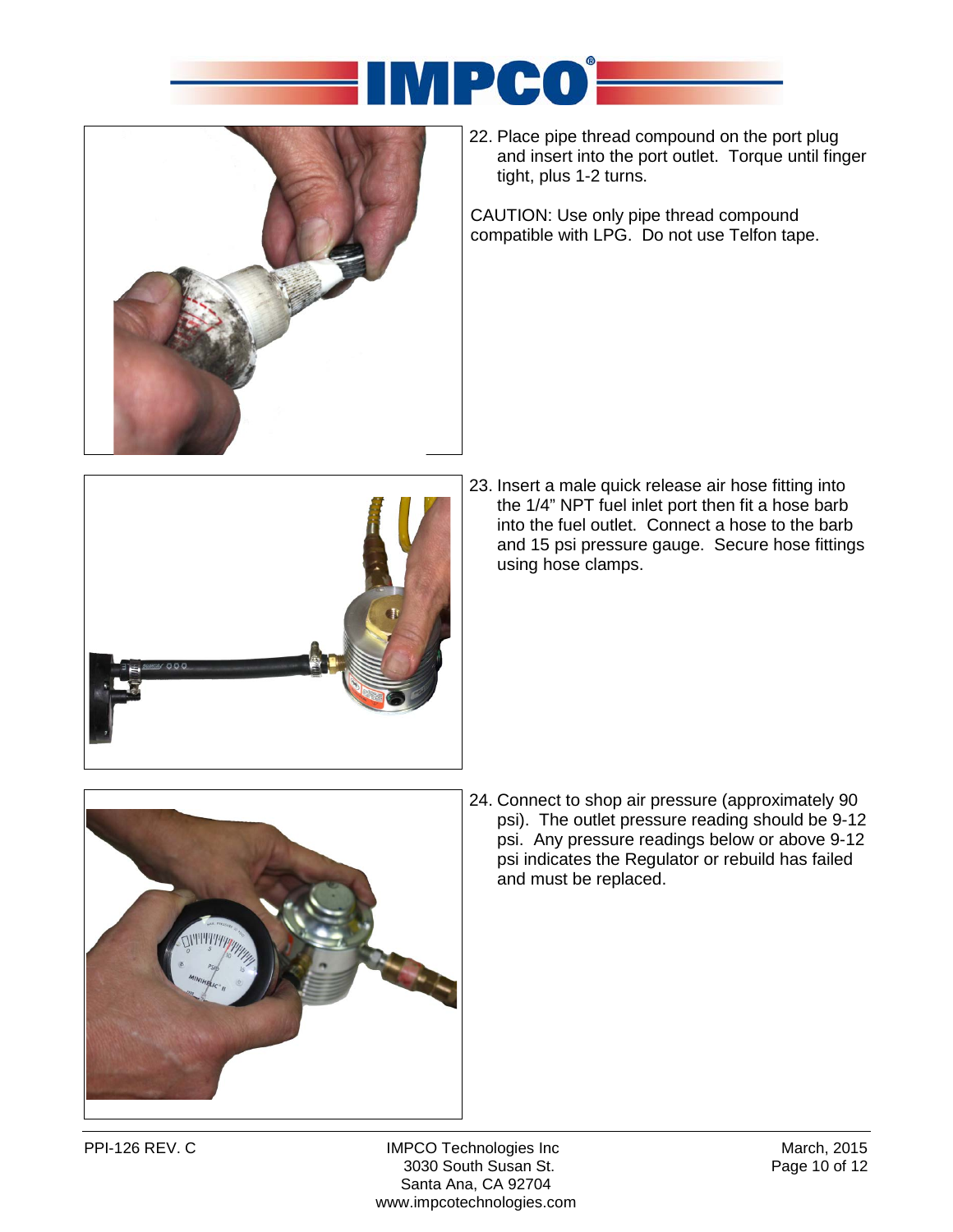22. Place pipe thread compound on the port plug and insert into the port outlet. Torque until finger tight, plus 1-2 turns.

CAUTION: Use only pipe thread compound compatible with LPG. Do not use Telfon tape.

23. Insert a male quick release air hose fitting into the 1/4" NPT fuel inlet port then fit a hose barb into the fuel outlet. Connect a hose to the barb and 15 psi pressure gauge. Secure hose fittings using hose clamps.

24. Connect to shop air pressure (approximately 90 psi). The outlet pressure reading should be 9-12 psi. Any pressure readings below or above 9-12 psi indicates the Regulator or rebuild has failed and must be replaced.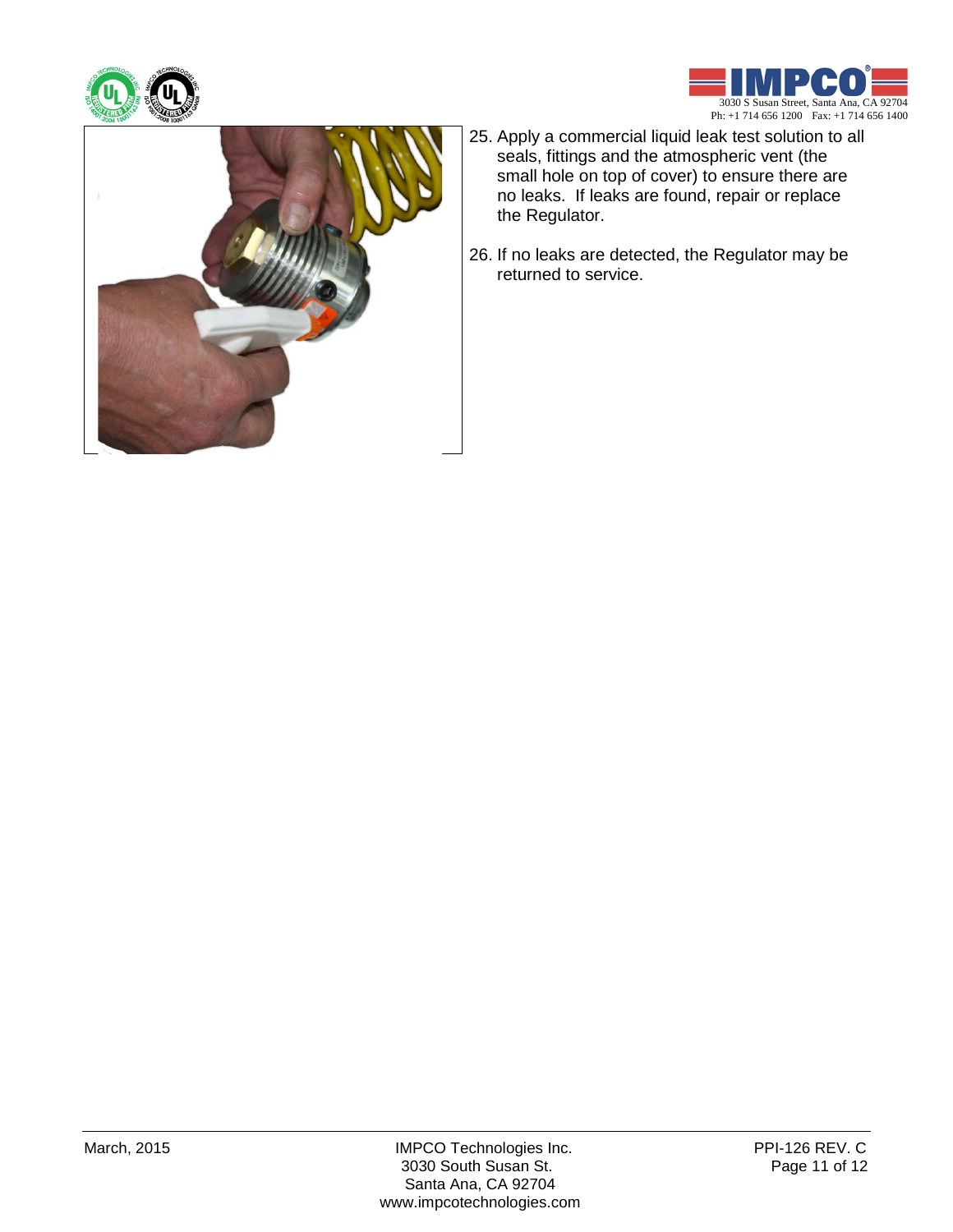25. Apply a commercial liquid leak test solution to all seals, fittings and the atmospheric vent (the small hole on top of cover) to ensure there are no leaks. If leaks are found, repair or replace the Regulator.

26. If no leaks are detected, the Regulator may be returned to service.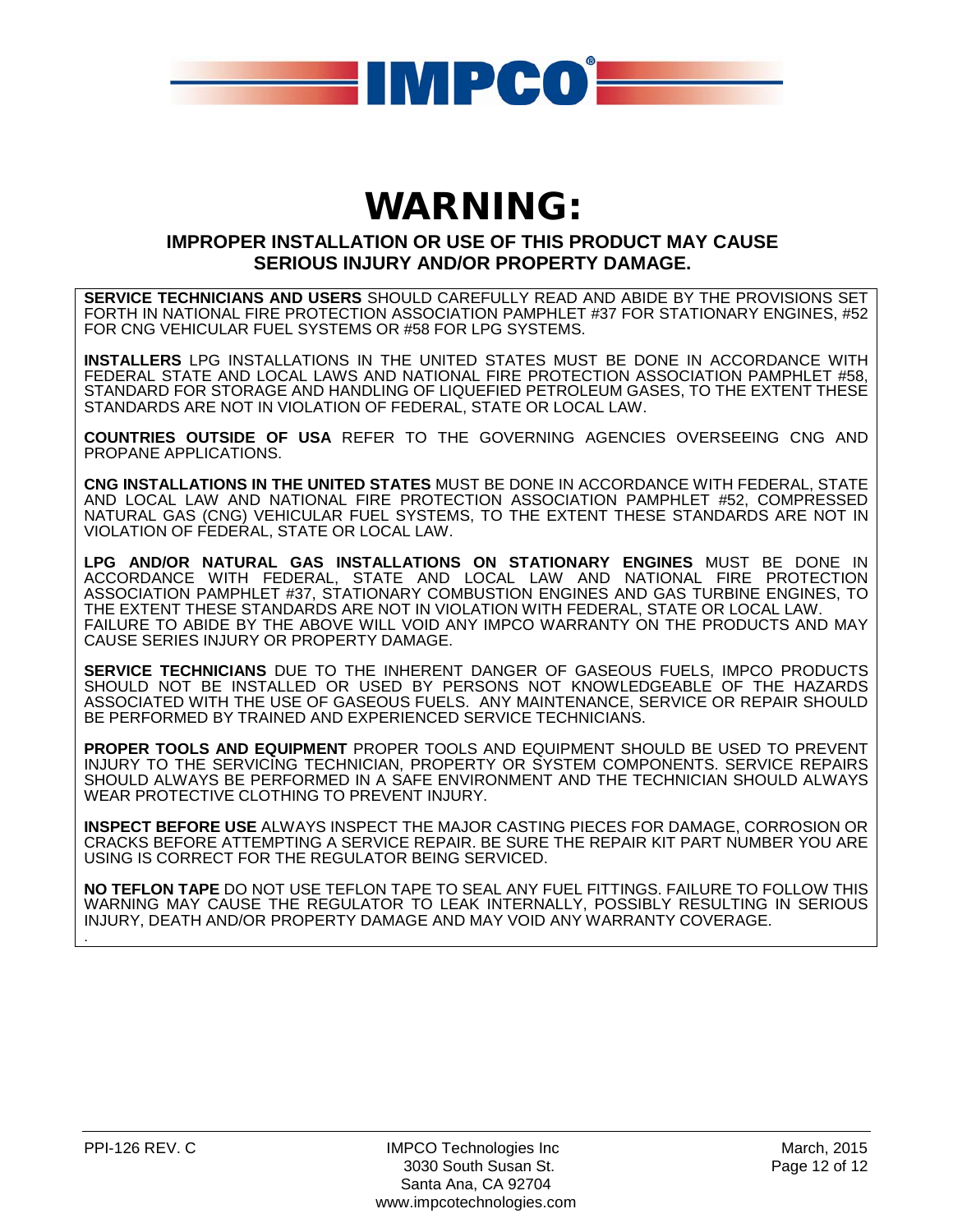IMPCO®

# WARNING:

**IMPROPER INSTALLATION OR USE OF THIS PRODUCT MAY CAUSE SERIOUS INJURY AND/OR PROPERTY DAMAGE.**

**SERVICE TECHNICIANS AND USERS** SHOULD CAREFULLY READ AND ABIDE BY THE PROVISIONS SET FORTH IN NATIONAL FIRE PROTECTION ASSOCIATION PAMPHLET #37 FOR STATIONARY ENGINES, #52 FOR CNG VEHICULAR FUEL SYSTEMS OR #58 FOR LPG SYSTEMS.

**INSTALLERS** LPG INSTALLATIONS IN THE UNITED STATES MUST BE DONE IN ACCORDANCE WITH FEDERAL STATE AND LOCAL LAWS AND NATIONAL FIRE PROTECTION ASSOCIATION PAMPHLET #58, STANDARD FOR STORAGE AND HANDLING OF LIQUEFIED PETROLEUM GASES, TO THE EXTENT THESE STANDARDS ARE NOT IN VIOLATION OF FEDERAL, STATE OR LOCAL LAW.

**COUNTRIES OUTSIDE OF USA** REFER TO THE GOVERNING AGENCIES OVERSEEING CNG AND PROPANE APPLICATIONS.

**CNG INSTALLATIONS IN THE UNITED STATES** MUST BE DONE IN ACCORDANCE WITH FEDERAL, STATE AND LOCAL LAW AND NATIONAL FIRE PROTECTION ASSOCIATION PAMPHLET #52, COMPRESSED NATURAL GAS (CNG) VEHICULAR FUEL SYSTEMS, TO THE EXTENT THESE STANDARDS ARE NOT IN VIOLATION OF FEDERAL, STATE OR LOCAL LAW.

**LPG AND/OR NATURAL GAS INSTALLATIONS ON STATIONARY ENGINES** MUST BE DONE IN ACCORDANCE WITH FEDERAL, STATE AND LOCAL LAW AND NATIONAL FIRE PROTECTION ASSOCIATION PAMPHLET #37, STATIONARY COMBUSTION ENGINES AND GAS TURBINE ENGINES, TO THE EXTENT THESE STANDARDS ARE NOT IN VIOLATION WITH FEDERAL, STATE OR LOCAL LAW. FAILURE TO ABIDE BY THE ABOVE WILL VOID ANY IMPCO WARRANTY ON THE PRODUCTS AND MAY CAUSE SERIES INJURY OR PROPERTY DAMAGE.

**SERVICE TECHNICIANS** DUE TO THE INHERENT DANGER OF GASEOUS FUELS, IMPCO PRODUCTS SHOULD NOT BE INSTALLED OR USED BY PERSONS NOT KNOWLEDGEABLE OF THE HAZARDS ASSOCIATED WITH THE USE OF GASEOUS FUELS. ANY MAINTENANCE, SERVICE OR REPAIR SHOULD BE PERFORMED BY TRAINED AND EXPERIENCED SERVICE TECHNICIANS.

**PROPER TOOLS AND EQUIPMENT** PROPER TOOLS AND EQUIPMENT SHOULD BE USED TO PREVENT INJURY TO THE SERVICING TECHNICIAN, PROPERTY OR SYSTEM COMPONENTS. SERVICE REPAIRS SHOULD ALWAYS BE PERFORMED IN A SAFE ENVIRONMENT AND THE TECHNICIAN SHOULD ALWAYS WEAR PROTECTIVE CLOTHING TO PREVENT INJURY.

**INSPECT BEFORE USE** ALWAYS INSPECT THE MAJOR CASTING PIECES FOR DAMAGE, CORROSION OR CRACKS BEFORE ATTEMPTING A SERVICE REPAIR. BE SURE THE REPAIR KIT PART NUMBER YOU ARE USING IS CORRECT FOR THE REGULATOR BEING SERVICED.

**NO TEFLON TAPE** DO NOT USE TEFLON TAPE TO SEAL ANY FUEL FITTINGS. FAILURE TO FOLLOW THIS WARNING MAY CAUSE THE REGULATOR TO LEAK INTERNALLY, POSSIBLY RESULTING IN SERIOUS INJURY, DEATH AND/OR PROPERTY DAMAGE AND MAY VOID ANY WARRANTY COVERAGE.

PPI-126 REV. C

IMPCO Technologies Inc
3030 South Susan St.
Santa Ana, CA 92704
www.impcotechnologies.com

March, 2015